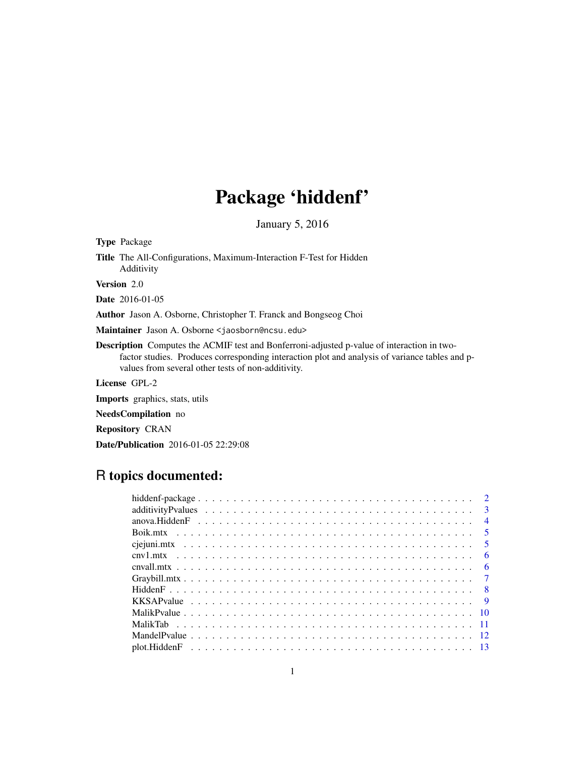# Package 'hiddenf'

January 5, 2016

**Type** Package

**Title** The All-Configurations, Maximum-Interaction F-Test for Hidden Additivity

**Version** 2.0

**Date** 2016-01-05

**Author** Jason A. Osborne, Christopher T. Franck and Bongseog Choi

**Maintainer** Jason A. Osborne <jaosborn@ncsu.edu>

**Description** Computes the ACMIF test and Bonferroni-adjusted p-value of interaction in two-factor studies. Produces corresponding interaction plot and analysis of variance tables and p-values from several other tests of non-additivity.

**License** GPL-2

**Imports** graphics, stats, utils

**NeedsCompilation** no

**Repository** CRAN

**Date/Publication** 2016-01-05 22:29:08

## R topics documented:

| | |
|---|---|
| hiddenf-package | 2 |
| additivityPvalues | 3 |
| anova.HiddenF | 4 |
| Boik.mtx | 5 |
| cjejuni.mtx | 5 |
| cnv1.mtx | 6 |
| cnvall.mtx | 6 |
| Graybill.mtx | 7 |
| HiddenF | 8 |
| KKSAPvalue | 9 |
| MalikPvalue | 10 |
| MalikTab | 11 |
| MandelPvalue | 12 |
| plot.HiddenF | 13 |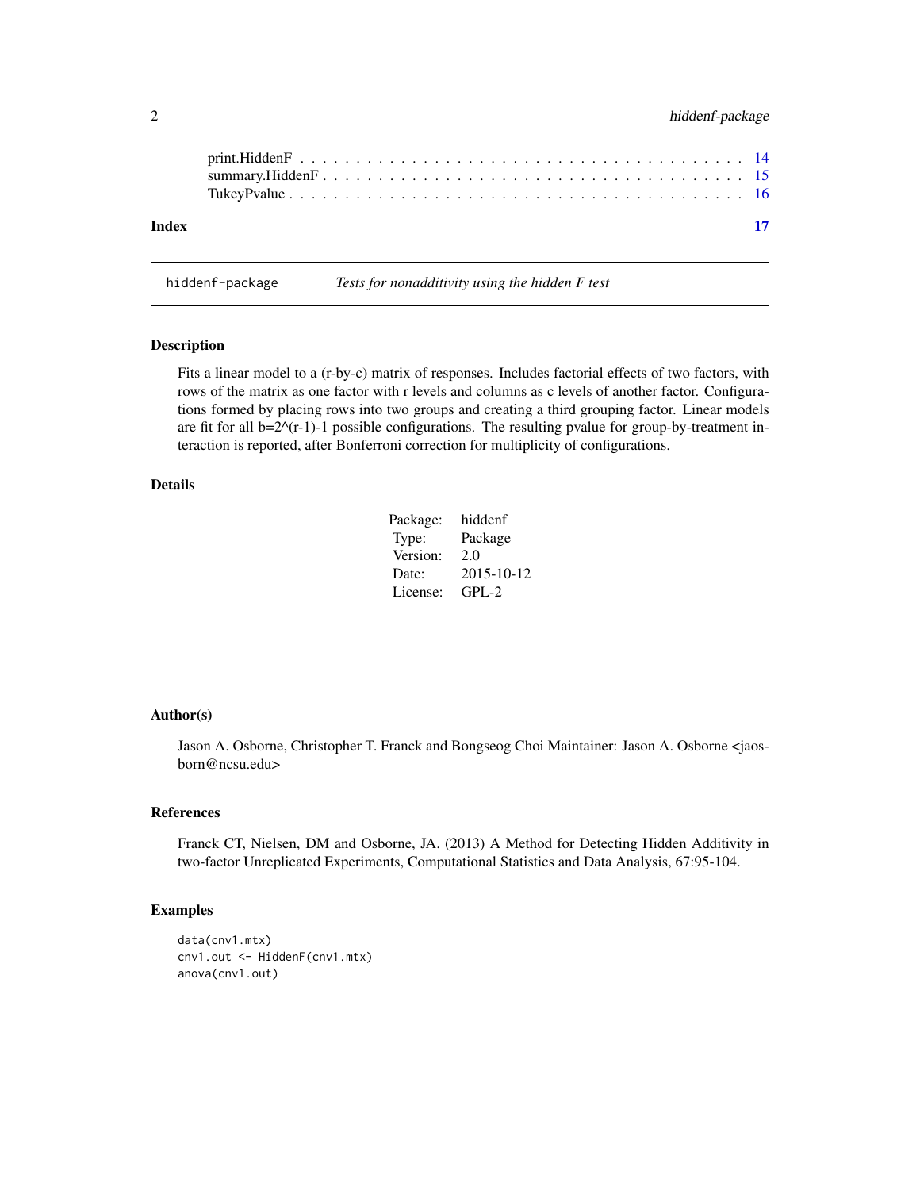print.HiddenF . . . . . . . . . . . . . . . . . . . . . . . . . . . . . . . . . . . . . . . 14
summary.HiddenF . . . . . . . . . . . . . . . . . . . . . . . . . . . . . . . . . . . . . 15
TukeyPvalue . . . . . . . . . . . . . . . . . . . . . . . . . . . . . . . . . . . . . . . . 16

**Index** **17**

---

`hiddenf-package` *Tests for nonadditivity using the hidden F test*

---

## Description

Fits a linear model to a (r-by-c) matrix of responses. Includes factorial effects of two factors, with rows of the matrix as one factor with r levels and columns as c levels of another factor. Configurations formed by placing rows into two groups and creating a third grouping factor. Linear models are fit for all b=2^(r-1)-1 possible configurations. The resulting pvalue for group-by-treatment interaction is reported, after Bonferroni correction for multiplicity of configurations.

## Details

| | |
|---|---|
| Package: | hiddenf |
| Type: | Package |
| Version: | 2.0 |
| Date: | 2015-10-12 |
| License: | GPL-2 |

## Author(s)

Jason A. Osborne, Christopher T. Franck and Bongseog Choi Maintainer: Jason A. Osborne <jaosborn@ncsu.edu>

## References

Franck CT, Nielsen, DM and Osborne, JA. (2013) A Method for Detecting Hidden Additivity in two-factor Unreplicated Experiments, Computational Statistics and Data Analysis, 67:95-104.

## Examples

```
data(cnv1.mtx)
cnv1.out <- HiddenF(cnv1.mtx)
anova(cnv1.out)
```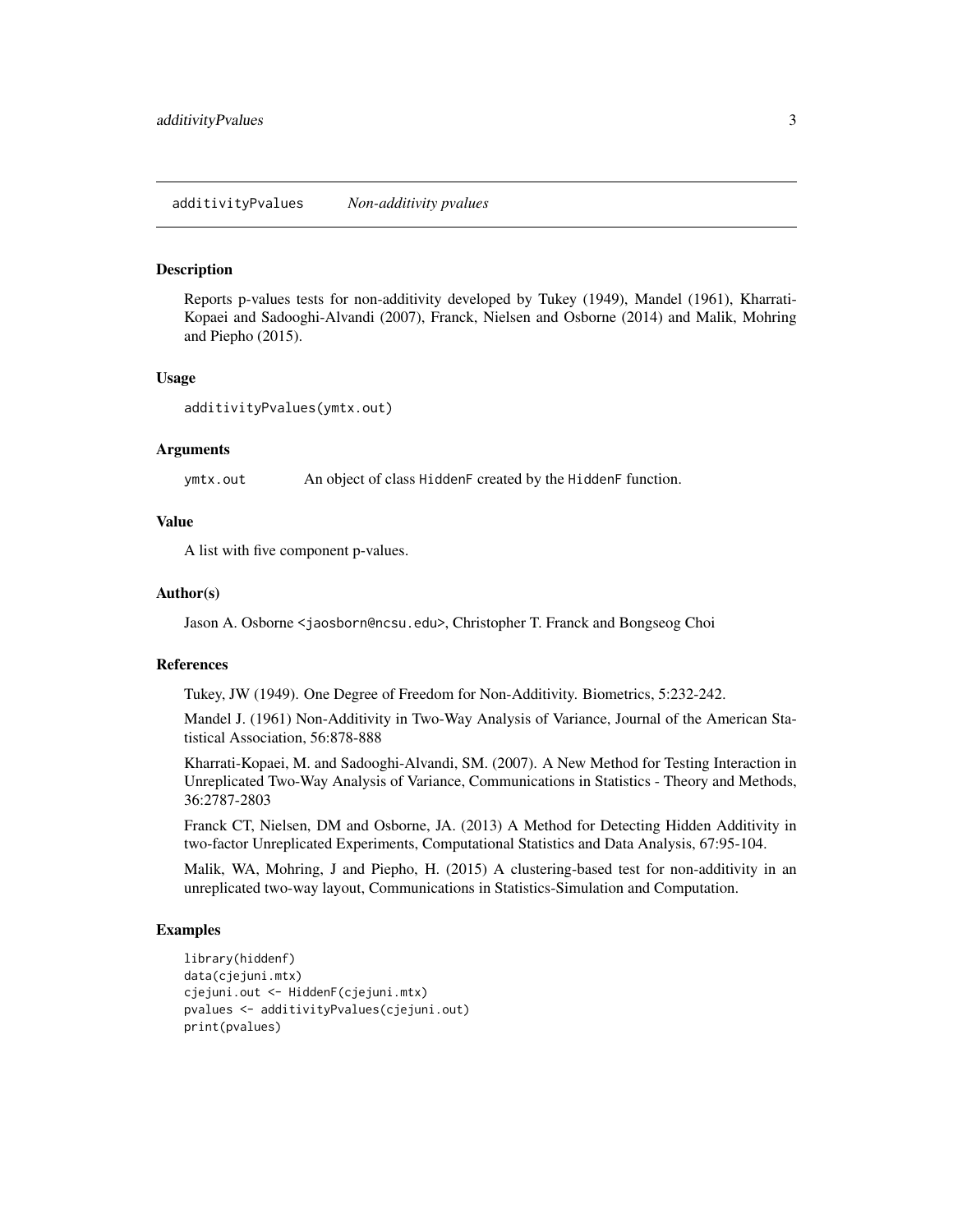## additivityPvalues *Non-additivity pvalues*

### Description

Reports p-values tests for non-additivity developed by Tukey (1949), Mandel (1961), Kharrati-Kopaei and Sadooghi-Alvandi (2007), Franck, Nielsen and Osborne (2014) and Malik, Mohring and Piepho (2015).

### Usage

```
additivityPvalues(ymtx.out)
```

### Arguments

| | |
|---|---|
| ymtx.out | An object of class HiddenF created by the HiddenF function. |

### Value

A list with five component p-values.

### Author(s)

Jason A. Osborne <jaosborn@ncsu.edu>, Christopher T. Franck and Bongseog Choi

### References

Tukey, JW (1949). One Degree of Freedom for Non-Additivity. Biometrics, 5:232-242.

Mandel J. (1961) Non-Additivity in Two-Way Analysis of Variance, Journal of the American Statistical Association, 56:878-888

Kharrati-Kopaei, M. and Sadooghi-Alvandi, SM. (2007). A New Method for Testing Interaction in Unreplicated Two-Way Analysis of Variance, Communications in Statistics - Theory and Methods, 36:2787-2803

Franck CT, Nielsen, DM and Osborne, JA. (2013) A Method for Detecting Hidden Additivity in two-factor Unreplicated Experiments, Computational Statistics and Data Analysis, 67:95-104.

Malik, WA, Mohring, J and Piepho, H. (2015) A clustering-based test for non-additivity in an unreplicated two-way layout, Communications in Statistics-Simulation and Computation.

### Examples

```
library(hiddenf)
data(cjejuni.mtx)
cjejuni.out <- HiddenF(cjejuni.mtx)
pvalues <- additivityPvalues(cjejuni.out)
print(pvalues)
```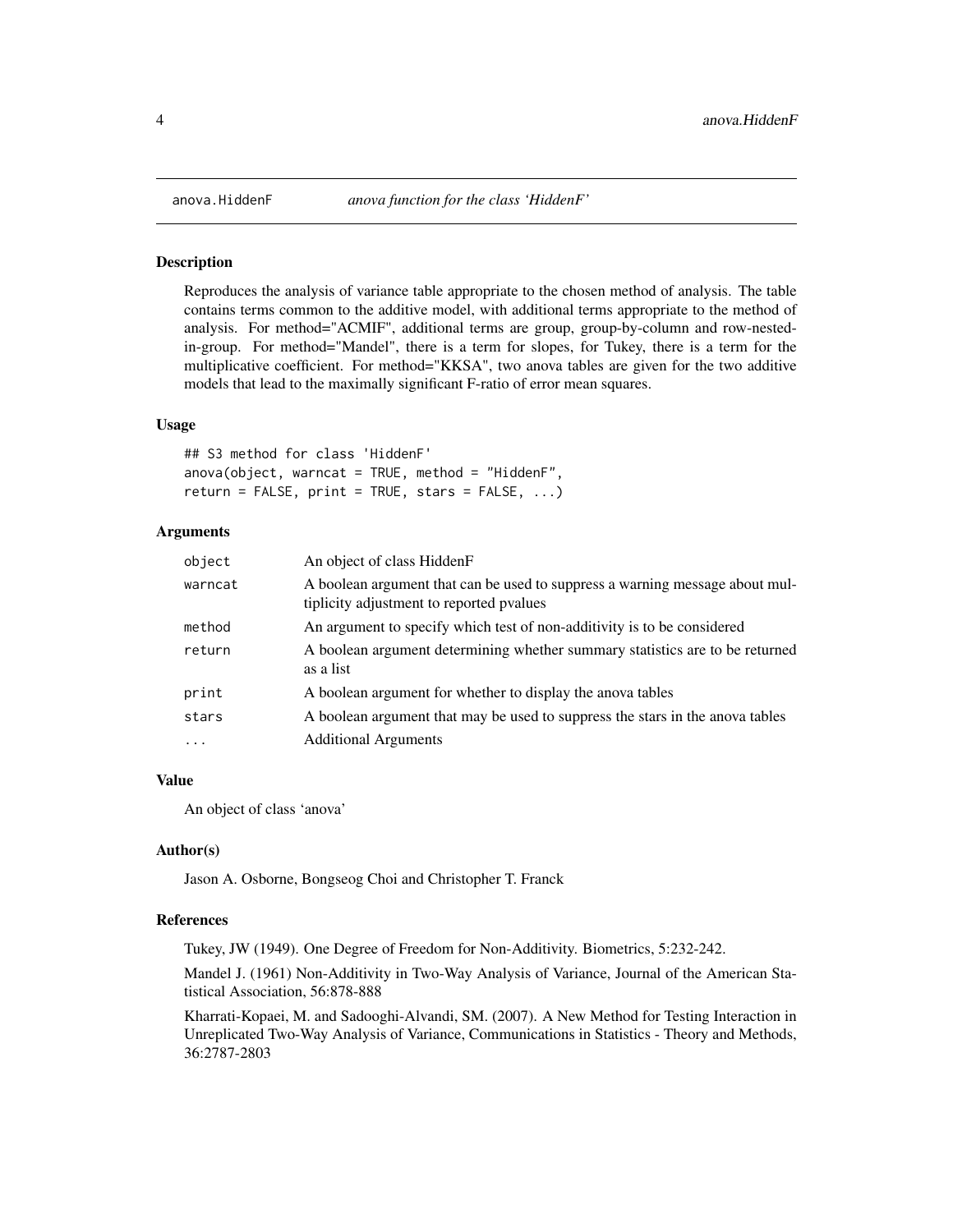# anova.HiddenF *anova function for the class 'HiddenF'*

## Description

Reproduces the analysis of variance table appropriate to the chosen method of analysis. The table contains terms common to the additive model, with additional terms appropriate to the method of analysis. For method="ACMIF", additional terms are group, group-by-column and row-nested-in-group. For method="Mandel", there is a term for slopes, for Tukey, there is a term for the multiplicative coefficient. For method="KKSA", two anova tables are given for the two additive models that lead to the maximally significant F-ratio of error mean squares.

## Usage

```
## S3 method for class 'HiddenF'
anova(object, warncat = TRUE, method = "HiddenF",
return = FALSE, print = TRUE, stars = FALSE, ...)
```

## Arguments

| | |
|---|---|
| object | An object of class HiddenF |
| warncat | A boolean argument that can be used to suppress a warning message about multiplicity adjustment to reported pvalues |
| method | An argument to specify which test of non-additivity is to be considered |
| return | A boolean argument determining whether summary statistics are to be returned as a list |
| print | A boolean argument for whether to display the anova tables |
| stars | A boolean argument that may be used to suppress the stars in the anova tables |
| ... | Additional Arguments |

## Value

An object of class 'anova'

## Author(s)

Jason A. Osborne, Bongseog Choi and Christopher T. Franck

## References

Tukey, JW (1949). One Degree of Freedom for Non-Additivity. Biometrics, 5:232-242.

Mandel J. (1961) Non-Additivity in Two-Way Analysis of Variance, Journal of the American Statistical Association, 56:878-888

Kharrati-Kopaei, M. and Sadooghi-Alvandi, SM. (2007). A New Method for Testing Interaction in Unreplicated Two-Way Analysis of Variance, Communications in Statistics - Theory and Methods, 36:2787-2803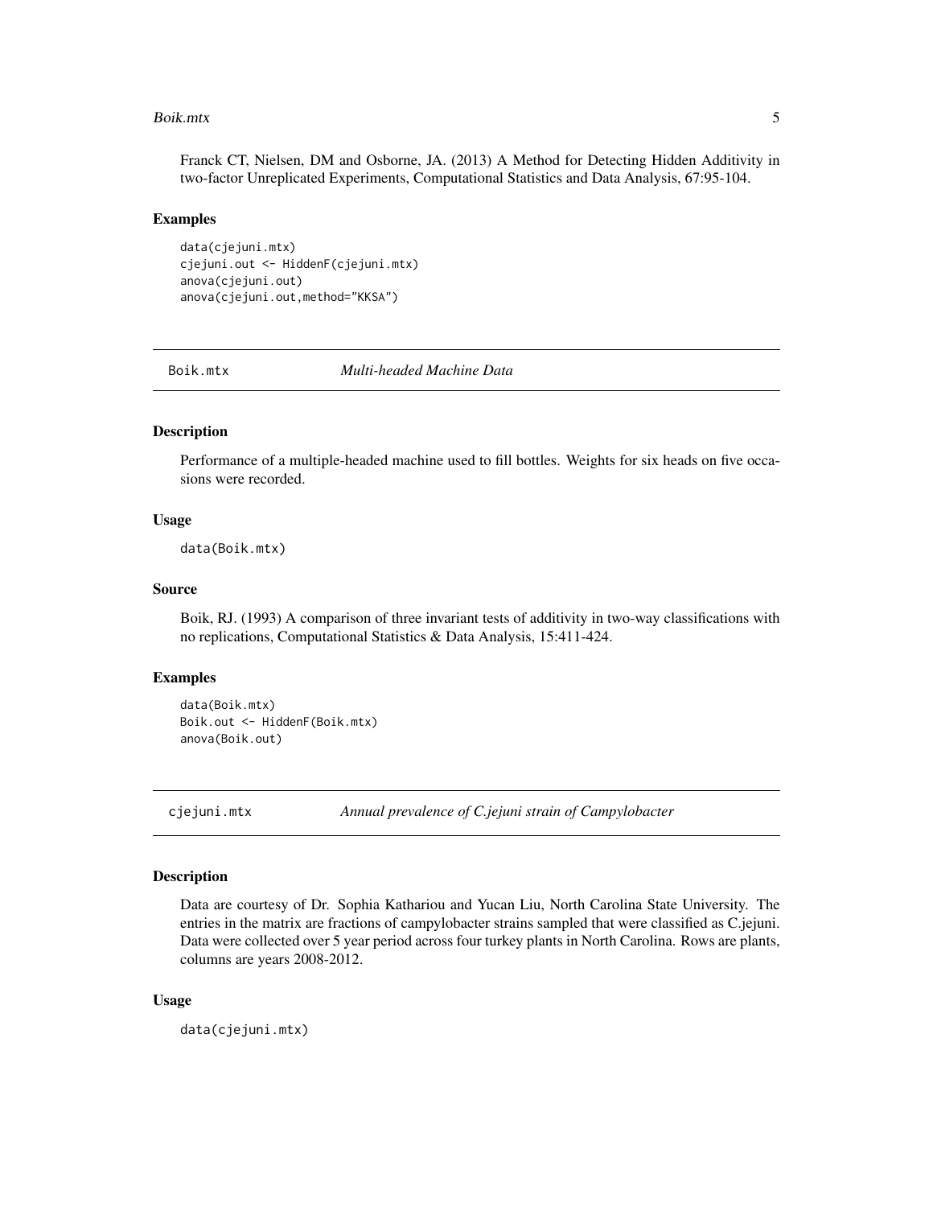Franck CT, Nielsen, DM and Osborne, JA. (2013) A Method for Detecting Hidden Additivity in two-factor Unreplicated Experiments, Computational Statistics and Data Analysis, 67:95-104.

### Examples

```
data(cjejuni.mtx)
cjejuni.out <- HiddenF(cjejuni.mtx)
anova(cjejuni.out)
anova(cjejuni.out,method="KKSA")
```

## Boik.mtx — *Multi-headed Machine Data*

### Description

Performance of a multiple-headed machine used to fill bottles. Weights for six heads on five occasions were recorded.

### Usage

```
data(Boik.mtx)
```

### Source

Boik, RJ. (1993) A comparison of three invariant tests of additivity in two-way classifications with no replications, Computational Statistics & Data Analysis, 15:411-424.

### Examples

```
data(Boik.mtx)
Boik.out <- HiddenF(Boik.mtx)
anova(Boik.out)
```

## cjejuni.mtx — *Annual prevalence of C.jejuni strain of Campylobacter*

### Description

Data are courtesy of Dr. Sophia Kathariou and Yucan Liu, North Carolina State University. The entries in the matrix are fractions of campylobacter strains sampled that were classified as C.jejuni. Data were collected over 5 year period across four turkey plants in North Carolina. Rows are plants, columns are years 2008-2012.

### Usage

```
data(cjejuni.mtx)
```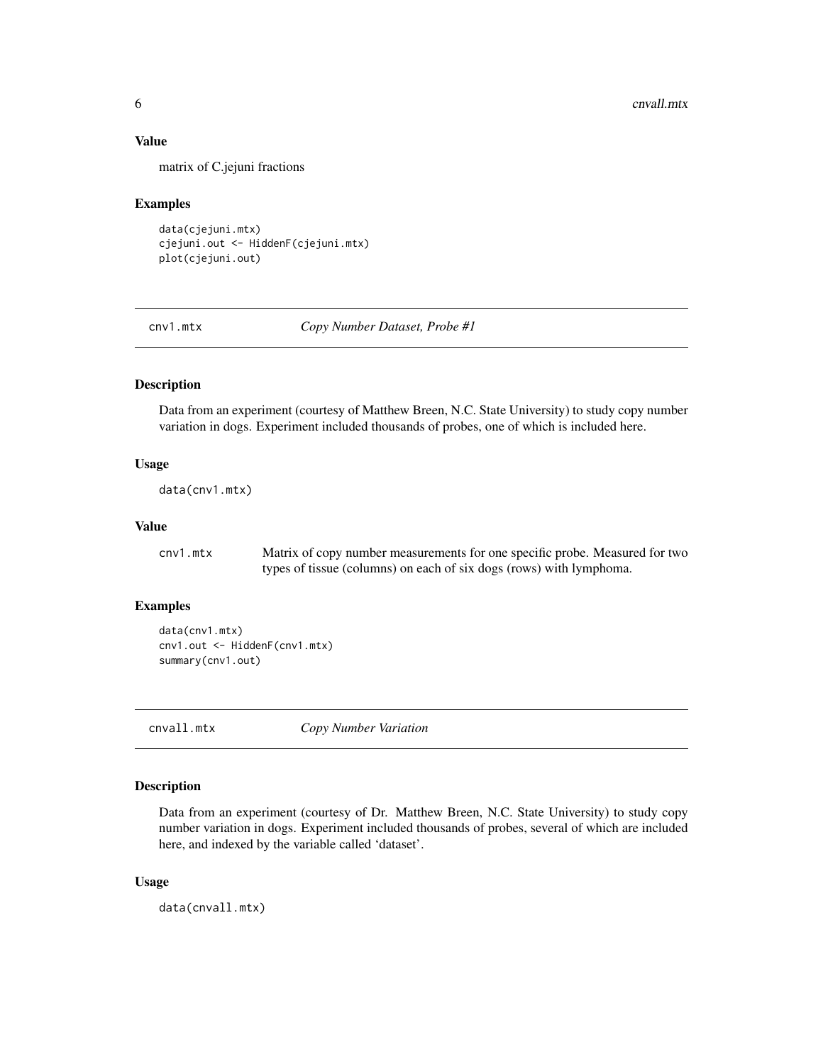### Value

matrix of C.jejuni fractions

### Examples

```
data(cjejuni.mtx)
cjejuni.out <- HiddenF(cjejuni.mtx)
plot(cjejuni.out)
```

---

## cnv1.mtx — *Copy Number Dataset, Probe #1*

### Description

Data from an experiment (courtesy of Matthew Breen, N.C. State University) to study copy number variation in dogs. Experiment included thousands of probes, one of which is included here.

### Usage

```
data(cnv1.mtx)
```

### Value

`cnv1.mtx` Matrix of copy number measurements for one specific probe. Measured for two types of tissue (columns) on each of six dogs (rows) with lymphoma.

### Examples

```
data(cnv1.mtx)
cnv1.out <- HiddenF(cnv1.mtx)
summary(cnv1.out)
```

---

## cnvall.mtx — *Copy Number Variation*

### Description

Data from an experiment (courtesy of Dr. Matthew Breen, N.C. State University) to study copy number variation in dogs. Experiment included thousands of probes, several of which are included here, and indexed by the variable called 'dataset'.

### Usage

```
data(cnvall.mtx)
```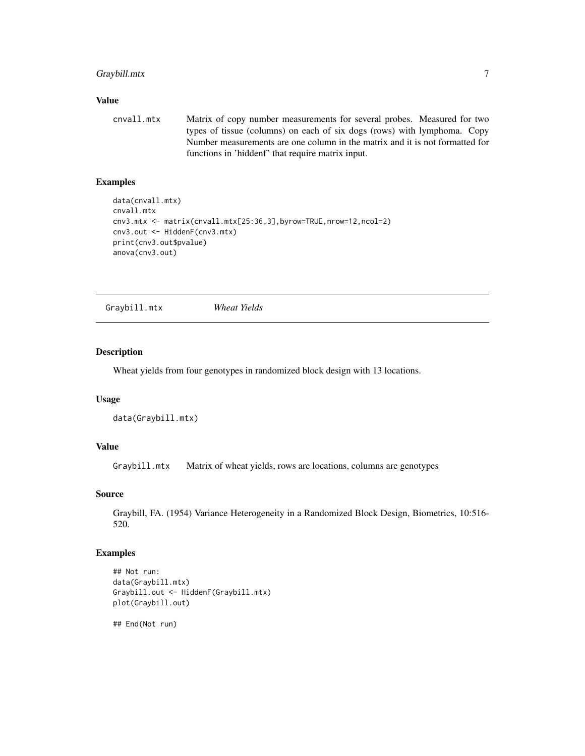### Value

cnvall.mtx — Matrix of copy number measurements for several probes. Measured for two types of tissue (columns) on each of six dogs (rows) with lymphoma. Copy Number measurements are one column in the matrix and it is not formatted for functions in 'hiddenf' that require matrix input.

### Examples

```
data(cnvall.mtx)
cnvall.mtx
cnv3.mtx <- matrix(cnvall.mtx[25:36,3],byrow=TRUE,nrow=12,ncol=2)
cnv3.out <- HiddenF(cnv3.mtx)
print(cnv3.out$pvalue)
anova(cnv3.out)
```

---

## Graybill.mtx — *Wheat Yields*

### Description

Wheat yields from four genotypes in randomized block design with 13 locations.

### Usage

```
data(Graybill.mtx)
```

### Value

Graybill.mtx — Matrix of wheat yields, rows are locations, columns are genotypes

### Source

Graybill, FA. (1954) Variance Heterogeneity in a Randomized Block Design, Biometrics, 10:516-520.

### Examples

```
## Not run:
data(Graybill.mtx)
Graybill.out <- HiddenF(Graybill.mtx)
plot(Graybill.out)

## End(Not run)
```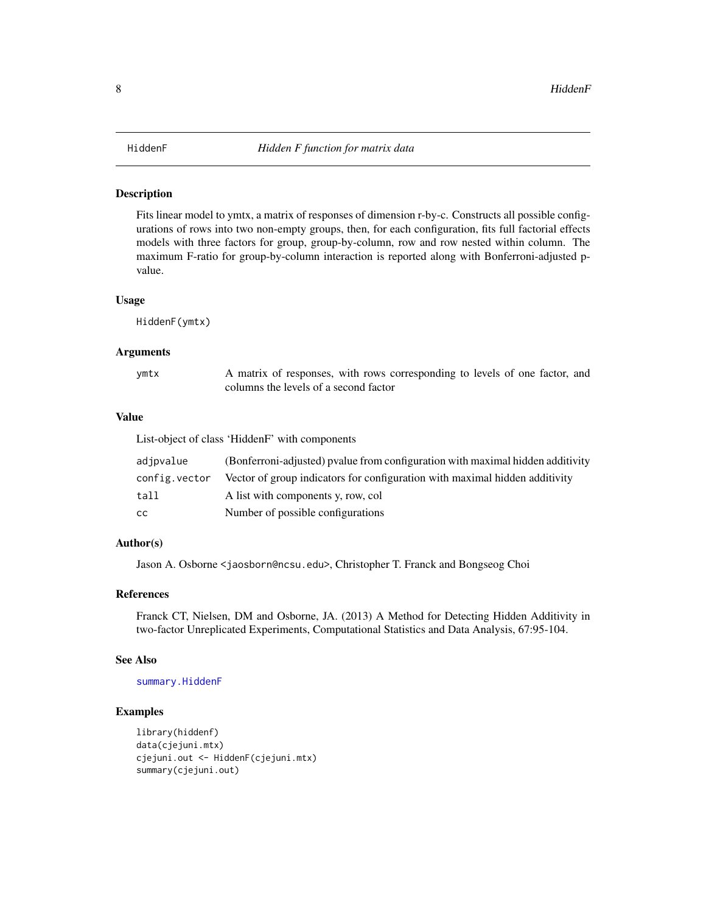# HiddenF — *Hidden F function for matrix data*

## Description

Fits linear model to ymtx, a matrix of responses of dimension r-by-c. Constructs all possible configurations of rows into two non-empty groups, then, for each configuration, fits full factorial effects models with three factors for group, group-by-column, row and row nested within column. The maximum F-ratio for group-by-column interaction is reported along with Bonferroni-adjusted p-value.

## Usage

```
HiddenF(ymtx)
```

## Arguments

| | |
|---|---|
| `ymtx` | A matrix of responses, with rows corresponding to levels of one factor, and columns the levels of a second factor |

## Value

List-object of class 'HiddenF' with components

| | |
|---|---|
| `adjpvalue` | (Bonferroni-adjusted) pvalue from configuration with maximal hidden additivity |
| `config.vector` | Vector of group indicators for configuration with maximal hidden additivity |
| `tall` | A list with components y, row, col |
| `cc` | Number of possible configurations |

## Author(s)

Jason A. Osborne <jaosborn@ncsu.edu>, Christopher T. Franck and Bongseog Choi

## References

Franck CT, Nielsen, DM and Osborne, JA. (2013) A Method for Detecting Hidden Additivity in two-factor Unreplicated Experiments, Computational Statistics and Data Analysis, 67:95-104.

## See Also

`summary.HiddenF`

## Examples

```
library(hiddenf)
data(cjejuni.mtx)
cjejuni.out <- HiddenF(cjejuni.mtx)
summary(cjejuni.out)
```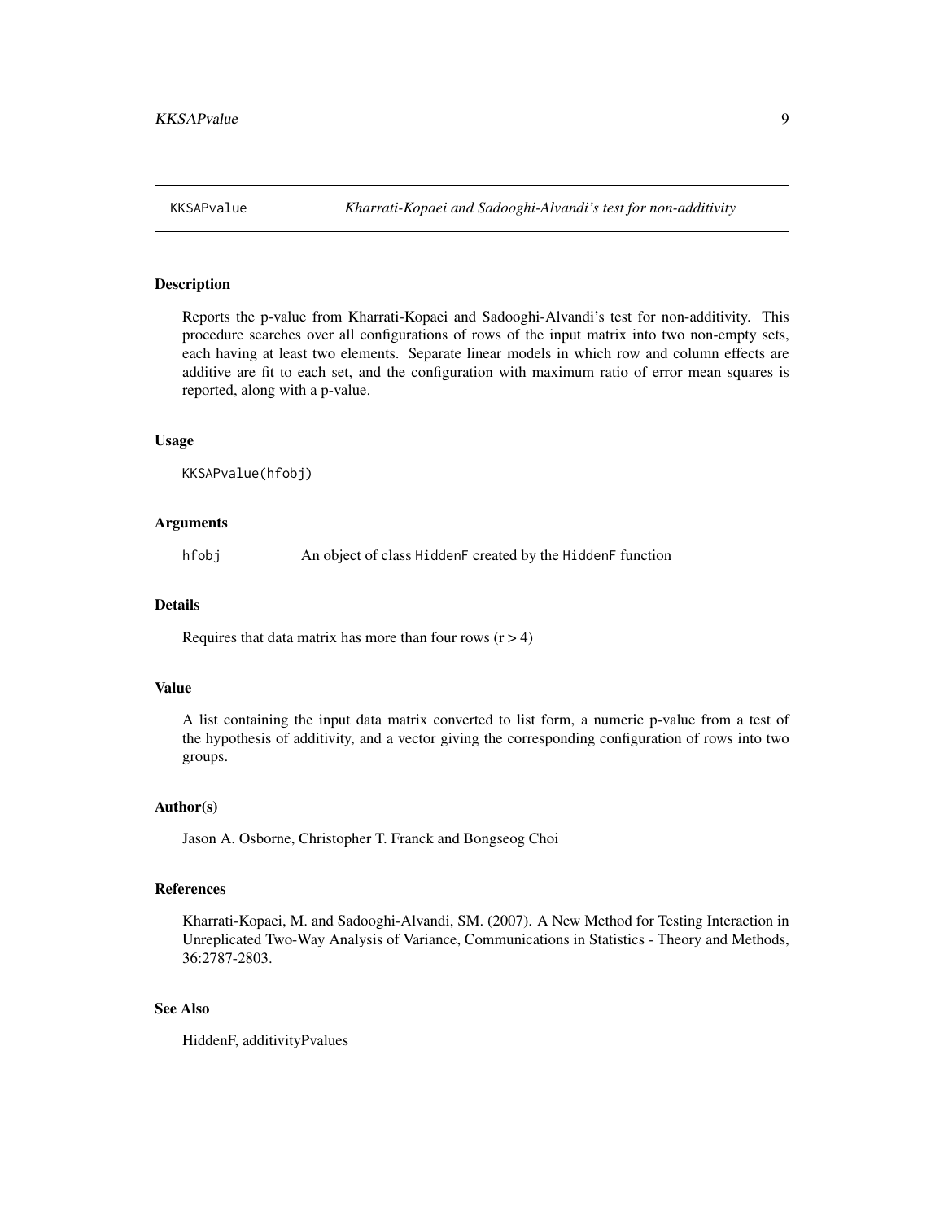## KKSAPvalue *Kharrati-Kopaei and Sadooghi-Alvandi's test for non-additivity*

### Description

Reports the p-value from Kharrati-Kopaei and Sadooghi-Alvandi's test for non-additivity. This procedure searches over all configurations of rows of the input matrix into two non-empty sets, each having at least two elements. Separate linear models in which row and column effects are additive are fit to each set, and the configuration with maximum ratio of error mean squares is reported, along with a p-value.

### Usage

```
KKSAPvalue(hfobj)
```

### Arguments

hfobj An object of class HiddenF created by the HiddenF function

### Details

Requires that data matrix has more than four rows ($r > 4$)

### Value

A list containing the input data matrix converted to list form, a numeric p-value from a test of the hypothesis of additivity, and a vector giving the corresponding configuration of rows into two groups.

### Author(s)

Jason A. Osborne, Christopher T. Franck and Bongseog Choi

### References

Kharrati-Kopaei, M. and Sadooghi-Alvandi, SM. (2007). A New Method for Testing Interaction in Unreplicated Two-Way Analysis of Variance, Communications in Statistics - Theory and Methods, 36:2787-2803.

### See Also

HiddenF, additivityPvalues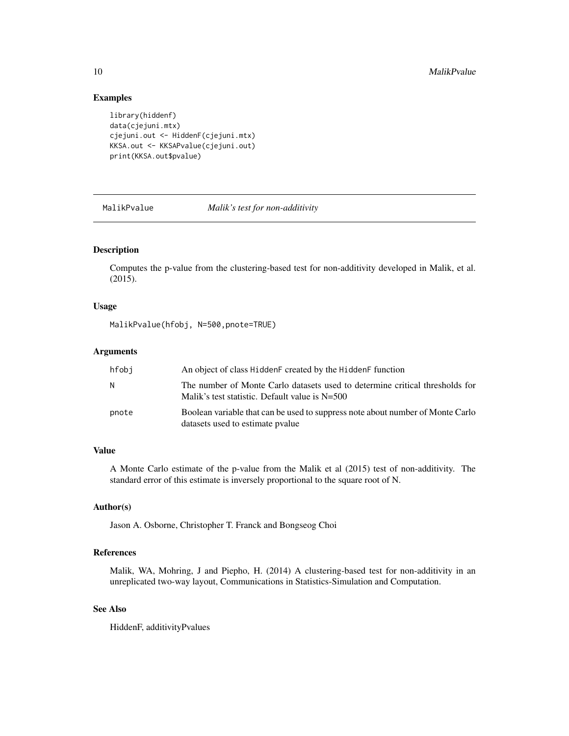## Examples

```
library(hiddenf)
data(cjejuni.mtx)
cjejuni.out <- HiddenF(cjejuni.mtx)
KKSA.out <- KKSAPvalue(cjejuni.out)
print(KKSA.out$pvalue)
```

---

# MalikPvalue — *Malik's test for non-additivity*

---

## Description

Computes the p-value from the clustering-based test for non-additivity developed in Malik, et al. (2015).

## Usage

```
MalikPvalue(hfobj, N=500,pnote=TRUE)
```

## Arguments

| | |
|---|---|
| hfobj | An object of class HiddenF created by the HiddenF function |
| N | The number of Monte Carlo datasets used to determine critical thresholds for Malik's test statistic. Default value is N=500 |
| pnote | Boolean variable that can be used to suppress note about number of Monte Carlo datasets used to estimate pvalue |

## Value

A Monte Carlo estimate of the p-value from the Malik et al (2015) test of non-additivity. The standard error of this estimate is inversely proportional to the square root of N.

## Author(s)

Jason A. Osborne, Christopher T. Franck and Bongseog Choi

## References

Malik, WA, Mohring, J and Piepho, H. (2014) A clustering-based test for non-additivity in an unreplicated two-way layout, Communications in Statistics-Simulation and Computation.

## See Also

HiddenF, additivityPvalues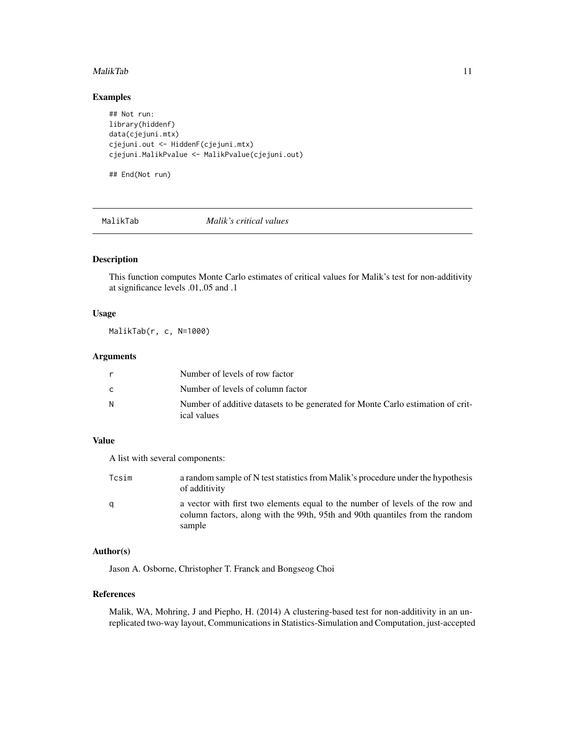## Examples

```
## Not run:
library(hiddenf)
data(cjejuni.mtx)
cjejuni.out <- HiddenF(cjejuni.mtx)
cjejuni.MalikPvalue <- MalikPvalue(cjejuni.out)

## End(Not run)
```

---

## MalikTab *Malik's critical values*

---

### Description

This function computes Monte Carlo estimates of critical values for Malik's test for non-additivity at significance levels .01,.05 and .1

### Usage

```
MalikTab(r, c, N=1000)
```

### Arguments

| | |
|---|---|
| r | Number of levels of row factor |
| c | Number of levels of column factor |
| N | Number of additive datasets to be generated for Monte Carlo estimation of critical values |

### Value

A list with several components:

| | |
|---|---|
| Tcsim | a random sample of N test statistics from Malik's procedure under the hypothesis of additivity |
| q | a vector with first two elements equal to the number of levels of the row and column factors, along with the 99th, 95th and 90th quantiles from the random sample |

### Author(s)

Jason A. Osborne, Christopher T. Franck and Bongseog Choi

### References

Malik, WA, Mohring, J and Piepho, H. (2014) A clustering-based test for non-additivity in an unreplicated two-way layout, Communications in Statistics-Simulation and Computation, just-accepted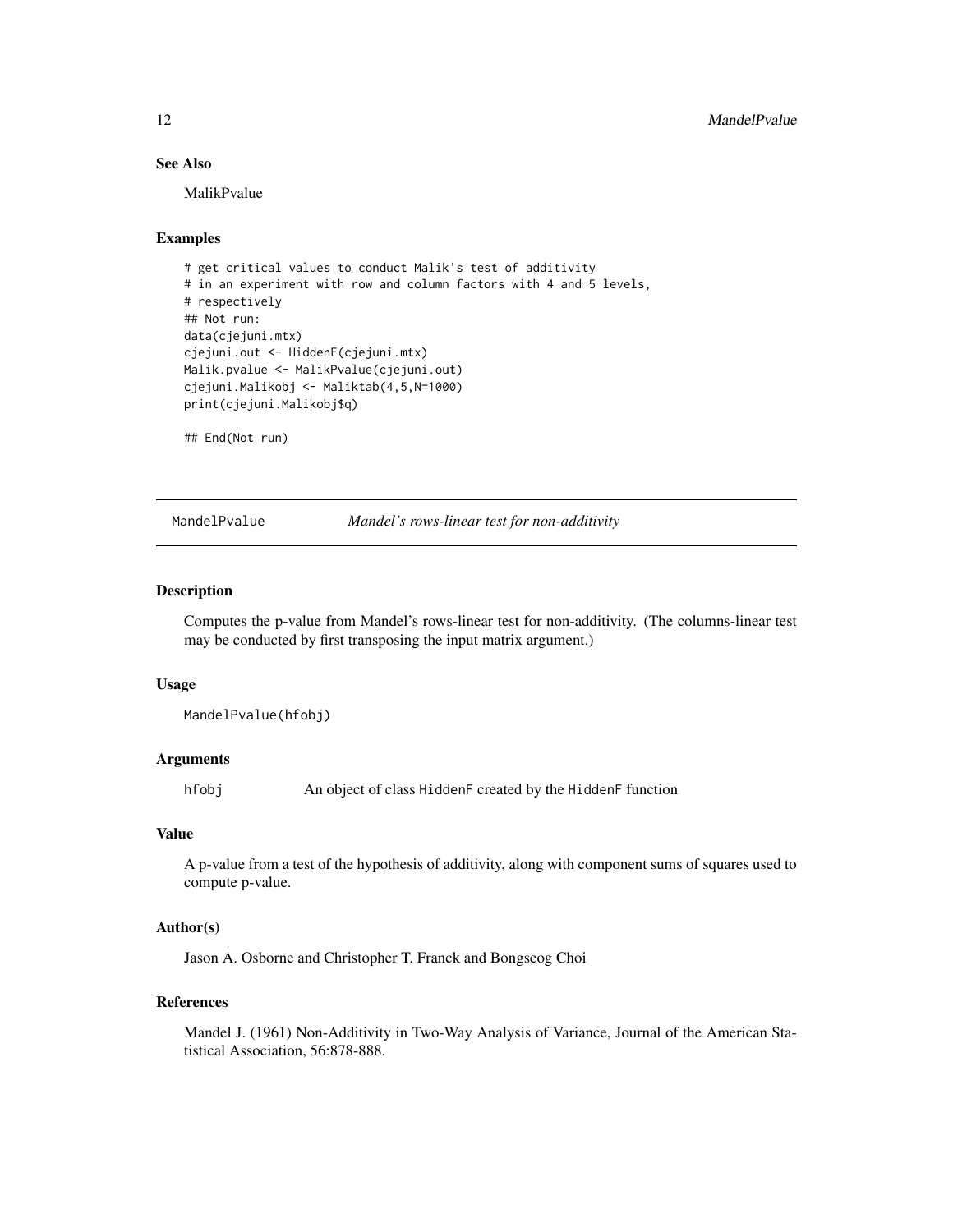### See Also

MalikPvalue

### Examples

```
# get critical values to conduct Malik's test of additivity
# in an experiment with row and column factors with 4 and 5 levels,
# respectively
## Not run:
data(cjejuni.mtx)
cjejuni.out <- HiddenF(cjejuni.mtx)
Malik.pvalue <- MalikPvalue(cjejuni.out)
cjejuni.Malikobj <- Maliktab(4,5,N=1000)
print(cjejuni.Malikobj$q)

## End(Not run)
```

---

## MandelPvalue — *Mandel's rows-linear test for non-additivity*

---

### Description

Computes the p-value from Mandel's rows-linear test for non-additivity. (The columns-linear test may be conducted by first transposing the input matrix argument.)

### Usage

```
MandelPvalue(hfobj)
```

### Arguments

| | |
|---|---|
| hfobj | An object of class `HiddenF` created by the `HiddenF` function |

### Value

A p-value from a test of the hypothesis of additivity, along with component sums of squares used to compute p-value.

### Author(s)

Jason A. Osborne and Christopher T. Franck and Bongseog Choi

### References

Mandel J. (1961) Non-Additivity in Two-Way Analysis of Variance, Journal of the American Statistical Association, 56:878-888.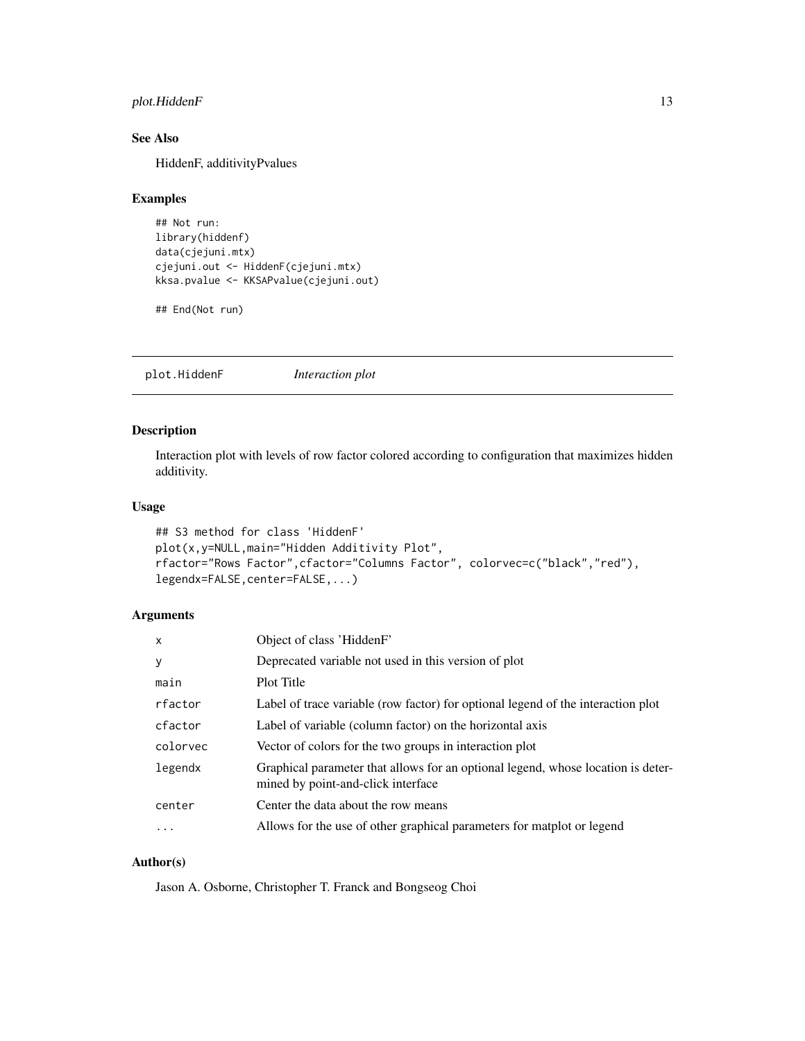## See Also

HiddenF, additivityPvalues

## Examples

```
## Not run:
library(hiddenf)
data(cjejuni.mtx)
cjejuni.out <- HiddenF(cjejuni.mtx)
kksa.pvalue <- KKSAPvalue(cjejuni.out)

## End(Not run)
```

---

# plot.HiddenF *Interaction plot*

## Description

Interaction plot with levels of row factor colored according to configuration that maximizes hidden additivity.

## Usage

```
## S3 method for class 'HiddenF'
plot(x,y=NULL,main="Hidden Additivity Plot",
rfactor="Rows Factor",cfactor="Columns Factor", colorvec=c("black","red"),
legendx=FALSE,center=FALSE,...)
```

## Arguments

| | |
|---|---|
| x | Object of class 'HiddenF' |
| y | Deprecated variable not used in this version of plot |
| main | Plot Title |
| rfactor | Label of trace variable (row factor) for optional legend of the interaction plot |
| cfactor | Label of variable (column factor) on the horizontal axis |
| colorvec | Vector of colors for the two groups in interaction plot |
| legendx | Graphical parameter that allows for an optional legend, whose location is determined by point-and-click interface |
| center | Center the data about the row means |
| ... | Allows for the use of other graphical parameters for matplot or legend |

## Author(s)

Jason A. Osborne, Christopher T. Franck and Bongseog Choi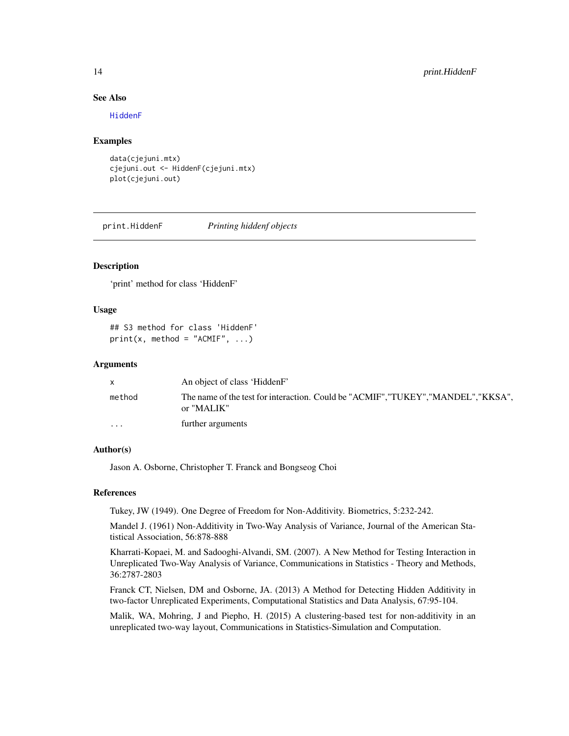### See Also

HiddenF

### Examples

```
data(cjejuni.mtx)
cjejuni.out <- HiddenF(cjejuni.mtx)
plot(cjejuni.out)
```

---

## print.HiddenF *Printing hiddenf objects*

---

### Description

'print' method for class 'HiddenF'

### Usage

```
## S3 method for class 'HiddenF'
print(x, method = "ACMIF", ...)
```

### Arguments

| | |
|---|---|
| x | An object of class 'HiddenF' |
| method | The name of the test for interaction. Could be "ACMIF","TUKEY","MANDEL","KKSA", or "MALIK" |
| ... | further arguments |

### Author(s)

Jason A. Osborne, Christopher T. Franck and Bongseog Choi

### References

Tukey, JW (1949). One Degree of Freedom for Non-Additivity. Biometrics, 5:232-242.

Mandel J. (1961) Non-Additivity in Two-Way Analysis of Variance, Journal of the American Statistical Association, 56:878-888

Kharrati-Kopaei, M. and Sadooghi-Alvandi, SM. (2007). A New Method for Testing Interaction in Unreplicated Two-Way Analysis of Variance, Communications in Statistics - Theory and Methods, 36:2787-2803

Franck CT, Nielsen, DM and Osborne, JA. (2013) A Method for Detecting Hidden Additivity in two-factor Unreplicated Experiments, Computational Statistics and Data Analysis, 67:95-104.

Malik, WA, Mohring, J and Piepho, H. (2015) A clustering-based test for non-additivity in an unreplicated two-way layout, Communications in Statistics-Simulation and Computation.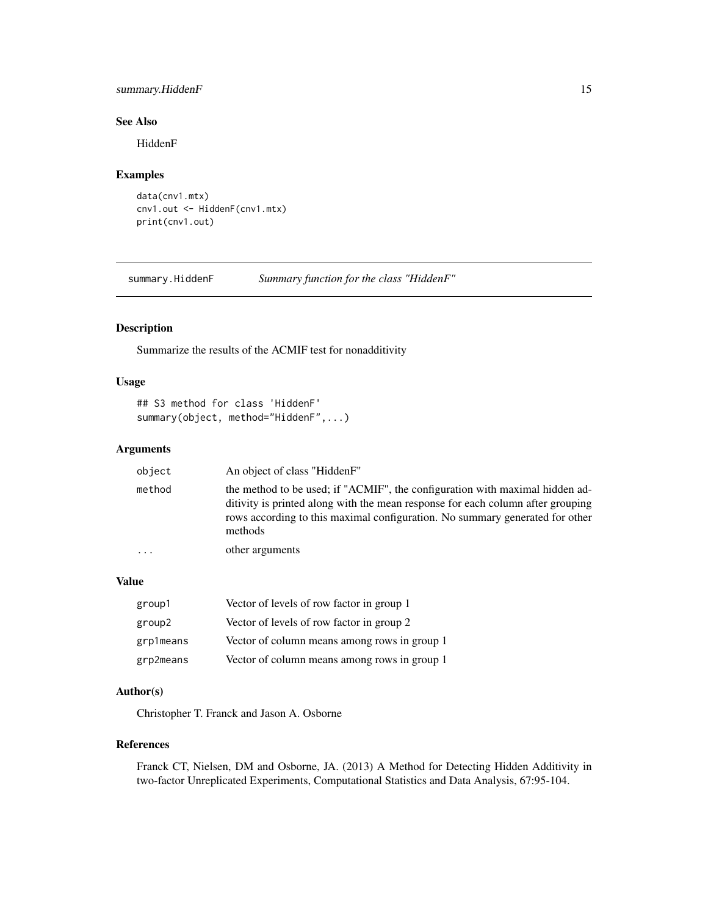## See Also

HiddenF

## Examples

```
data(cnv1.mtx)
cnv1.out <- HiddenF(cnv1.mtx)
print(cnv1.out)
```

---

# summary.HiddenF — *Summary function for the class "HiddenF"*

---

## Description

Summarize the results of the ACMIF test for nonadditivity

## Usage

```
## S3 method for class 'HiddenF'
summary(object, method="HiddenF",...)
```

## Arguments

| | |
|---|---|
| `object` | An object of class "HiddenF" |
| `method` | the method to be used; if "ACMIF", the configuration with maximal hidden additivity is printed along with the mean response for each column after grouping rows according to this maximal configuration. No summary generated for other methods |
| `...` | other arguments |

## Value

| | |
|---|---|
| `group1` | Vector of levels of row factor in group 1 |
| `group2` | Vector of levels of row factor in group 2 |
| `grp1means` | Vector of column means among rows in group 1 |
| `grp2means` | Vector of column means among rows in group 1 |

## Author(s)

Christopher T. Franck and Jason A. Osborne

## References

Franck CT, Nielsen, DM and Osborne, JA. (2013) A Method for Detecting Hidden Additivity in two-factor Unreplicated Experiments, Computational Statistics and Data Analysis, 67:95-104.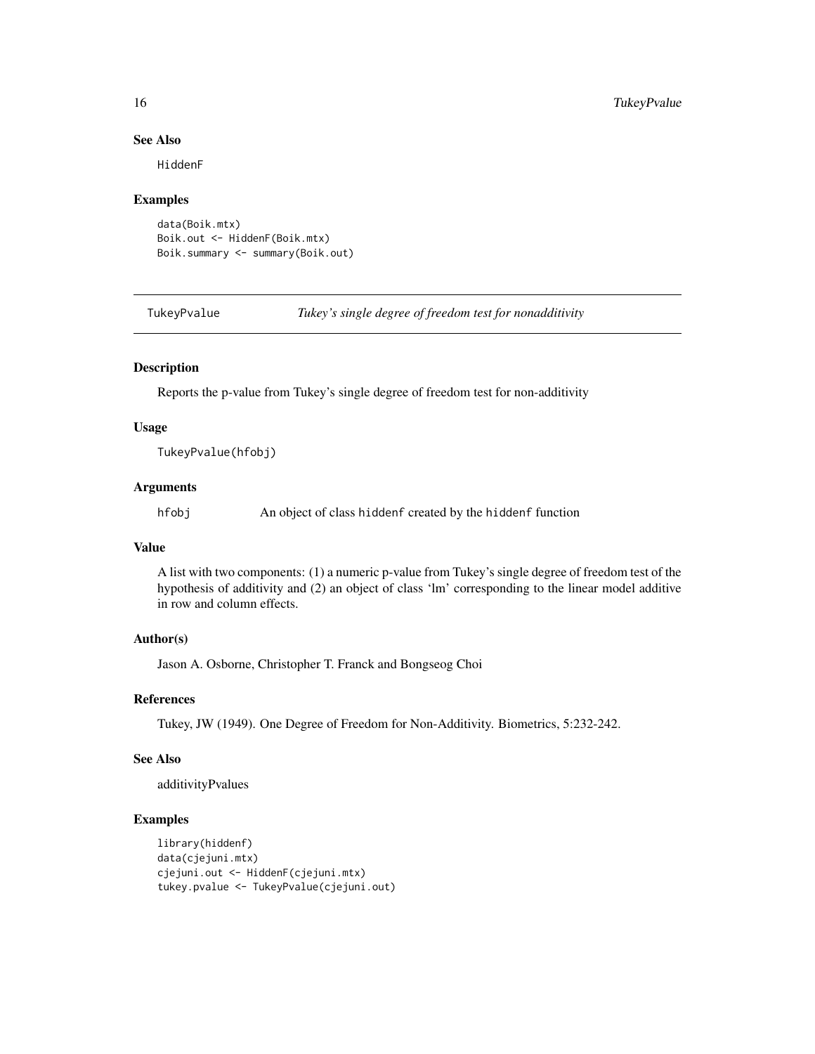### See Also

HiddenF

### Examples

```
data(Boik.mtx)
Boik.out <- HiddenF(Boik.mtx)
Boik.summary <- summary(Boik.out)
```

---

## TukeyPvalue *Tukey's single degree of freedom test for nonadditivity*

---

### Description

Reports the p-value from Tukey's single degree of freedom test for non-additivity

### Usage

```
TukeyPvalue(hfobj)
```

### Arguments

| | |
|---|---|
| hfobj | An object of class hiddenf created by the hiddenf function |

### Value

A list with two components: (1) a numeric p-value from Tukey's single degree of freedom test of the hypothesis of additivity and (2) an object of class 'lm' corresponding to the linear model additive in row and column effects.

### Author(s)

Jason A. Osborne, Christopher T. Franck and Bongseog Choi

### References

Tukey, JW (1949). One Degree of Freedom for Non-Additivity. Biometrics, 5:232-242.

### See Also

additivityPvalues

### Examples

```
library(hiddenf)
data(cjejuni.mtx)
cjejuni.out <- HiddenF(cjejuni.mtx)
tukey.pvalue <- TukeyPvalue(cjejuni.out)
```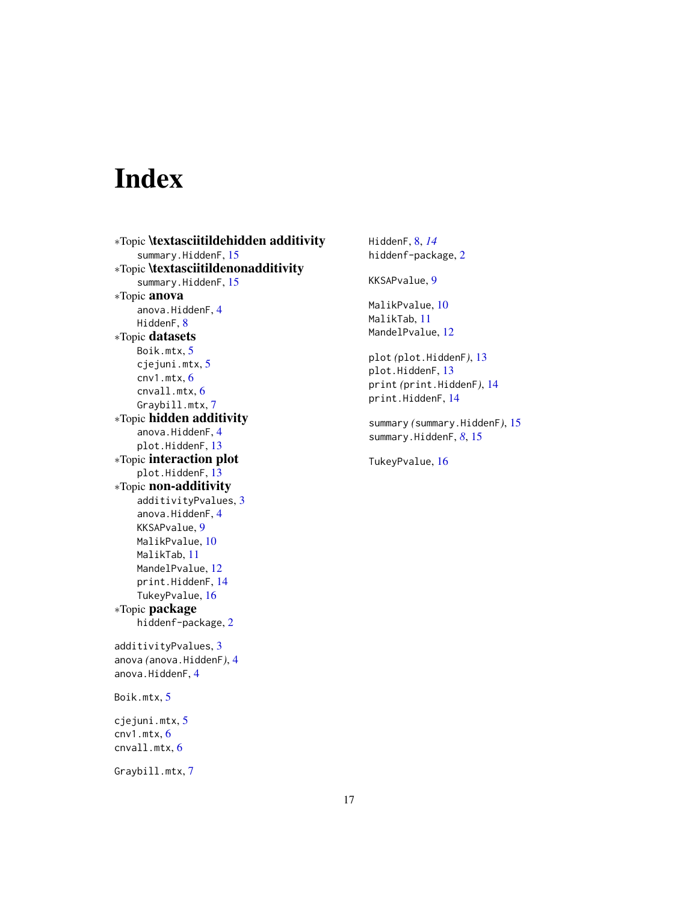# Index

∗Topic **\textasciitildehidden additivity**
  summary.HiddenF, 15
∗Topic **\textasciitildenonadditivity**
  summary.HiddenF, 15
∗Topic **anova**
  anova.HiddenF, 4
  HiddenF, 8
∗Topic **datasets**
  Boik.mtx, 5
  cjejuni.mtx, 5
  cnv1.mtx, 6
  cnvall.mtx, 6
  Graybill.mtx, 7
∗Topic **hidden additivity**
  anova.HiddenF, 4
  plot.HiddenF, 13
∗Topic **interaction plot**
  plot.HiddenF, 13
∗Topic **non-additivity**
  additivityPvalues, 3
  anova.HiddenF, 4
  KKSAPvalue, 9
  MalikPvalue, 10
  MalikTab, 11
  MandelPvalue, 12
  print.HiddenF, 14
  TukeyPvalue, 16
∗Topic **package**
  hiddenf-package, 2

additivityPvalues, 3
anova *(*anova.HiddenF*)*, 4
anova.HiddenF, 4

Boik.mtx, 5

cjejuni.mtx, 5
cnv1.mtx, 6
cnvall.mtx, 6

Graybill.mtx, 7

HiddenF, 8, *14*
hiddenf-package, 2

KKSAPvalue, 9

MalikPvalue, 10
MalikTab, 11
MandelPvalue, 12

plot *(*plot.HiddenF*)*, 13
plot.HiddenF, 13
print *(*print.HiddenF*)*, 14
print.HiddenF, 14

summary *(*summary.HiddenF*)*, 15
summary.HiddenF, *8*, 15

TukeyPvalue, 16